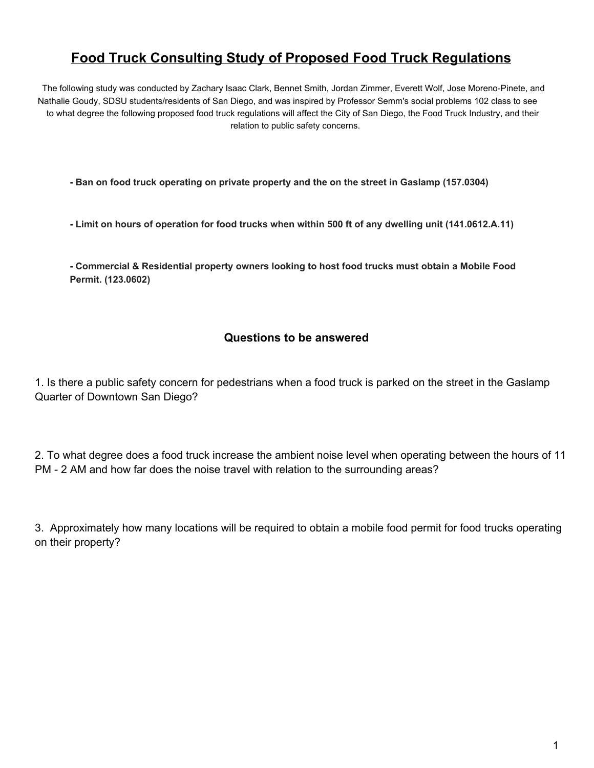# Food Truck Consulting Study of Proposed Food Truck Regulations

The following study was conducted by Zachary Isaac Clark, Bennet Smith, Jordan Zimmer, Everett Wolf, Jose Moreno-Pinete, and Nathalie Goudy, SDSU students/residents of San Diego, and was inspired by Professor Semm's social problems 102 class to see to what degree the following proposed food truck regulations will affect the City of San Diego, the Food Truck Industry, and their relation to public safety concerns.

**- Ban on food truck operating on private property and the on the street in Gaslamp (157.0304)**

**- Limit on hours of operation for food trucks when within 500 ft of any dwelling unit (141.0612.A.11)**

**- Commercial & Residential property owners looking to host food trucks must obtain a Mobile Food Permit. (123.0602)**

## Questions to be answered

1. Is there a public safety concern for pedestrians when a food truck is parked on the street in the Gaslamp Quarter of Downtown San Diego?

2. To what degree does a food truck increase the ambient noise level when operating between the hours of 11 PM - 2 AM and how far does the noise travel with relation to the surrounding areas?

3. Approximately how many locations will be required to obtain a mobile food permit for food trucks operating on their property?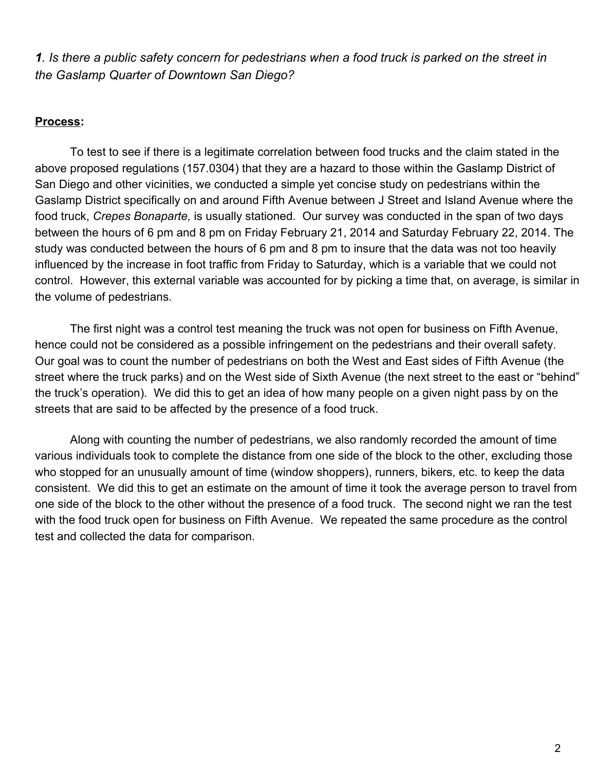***1**. Is there a public safety concern for pedestrians when a food truck is parked on the street in the Gaslamp Quarter of Downtown San Diego?*

**Process:**

To test to see if there is a legitimate correlation between food trucks and the claim stated in the above proposed regulations (157.0304) that they are a hazard to those within the Gaslamp District of San Diego and other vicinities, we conducted a simple yet concise study on pedestrians within the Gaslamp District specifically on and around Fifth Avenue between J Street and Island Avenue where the food truck, *Crepes Bonaparte,* is usually stationed. Our survey was conducted in the span of two days between the hours of 6 pm and 8 pm on Friday February 21, 2014 and Saturday February 22, 2014. The study was conducted between the hours of 6 pm and 8 pm to insure that the data was not too heavily influenced by the increase in foot traffic from Friday to Saturday, which is a variable that we could not control. However, this external variable was accounted for by picking a time that, on average, is similar in the volume of pedestrians.

The first night was a control test meaning the truck was not open for business on Fifth Avenue, hence could not be considered as a possible infringement on the pedestrians and their overall safety. Our goal was to count the number of pedestrians on both the West and East sides of Fifth Avenue (the street where the truck parks) and on the West side of Sixth Avenue (the next street to the east or "behind" the truck's operation). We did this to get an idea of how many people on a given night pass by on the streets that are said to be affected by the presence of a food truck.

Along with counting the number of pedestrians, we also randomly recorded the amount of time various individuals took to complete the distance from one side of the block to the other, excluding those who stopped for an unusually amount of time (window shoppers), runners, bikers, etc. to keep the data consistent. We did this to get an estimate on the amount of time it took the average person to travel from one side of the block to the other without the presence of a food truck. The second night we ran the test with the food truck open for business on Fifth Avenue. We repeated the same procedure as the control test and collected the data for comparison.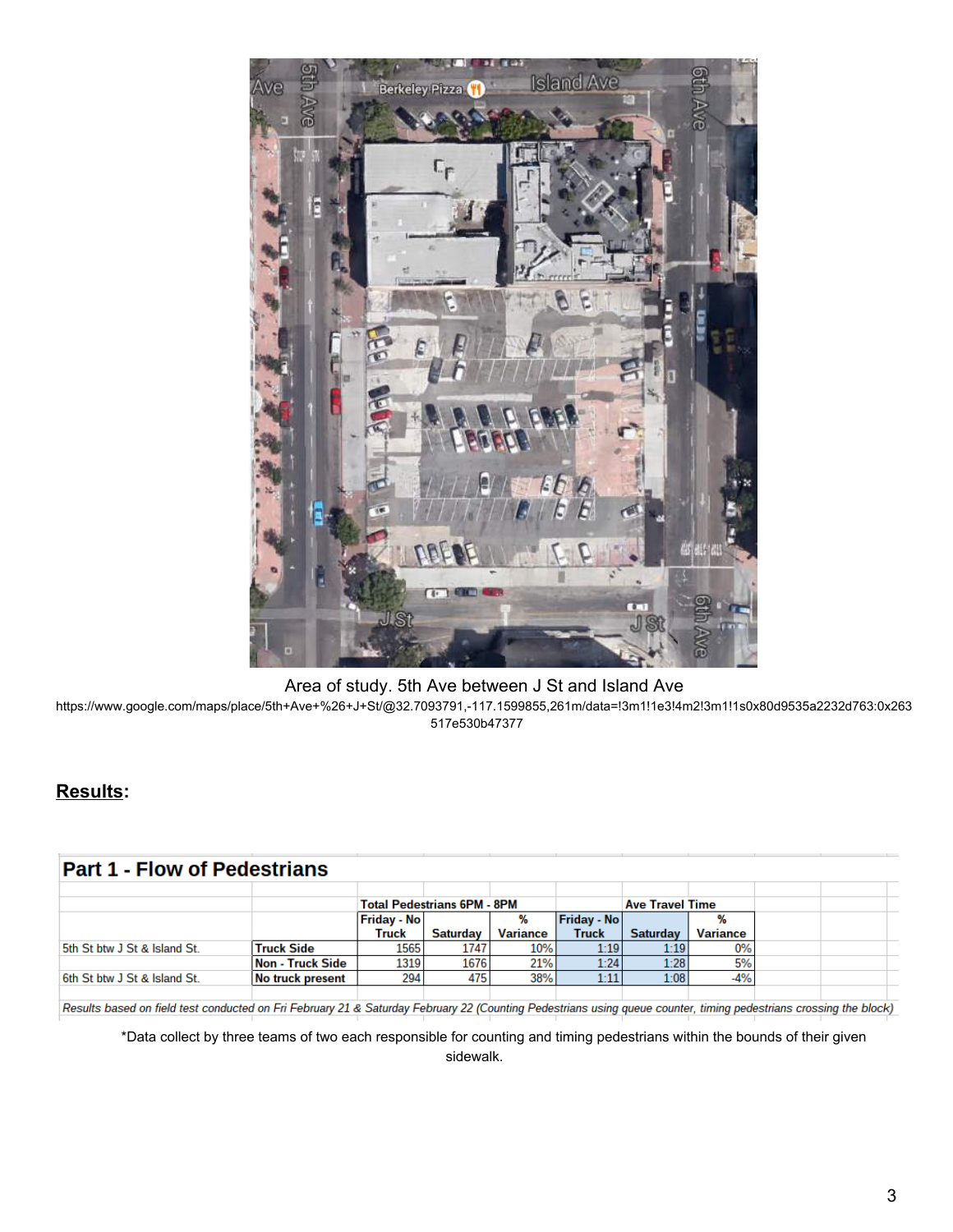Area of study. 5th Ave between J St and Island Ave

https://www.google.com/maps/place/5th+Ave+%26+J+St/@32.7093791,-117.1599855,261m/data=!3m1!1e3!4m2!3m1!1s0x80d9535a2232d763:0x263517e530b47377

**Results:**

## Part 1 - Flow of Pedestrians

| | | Total Pedestrians 6PM - 8PM | | | Ave Travel Time | | |
|---|---|---|---|---|---|---|---|
| | | Friday - No Truck | Saturday | % Variance | Friday - No Truck | Saturday | % Variance |
| 5th St btw J St & Island St. | Truck Side | 1565 | 1747 | 10% | 1:19 | 1:19 | 0% |
| | Non - Truck Side | 1319 | 1676 | 21% | 1:24 | 1:28 | 5% |
| 6th St btw J St & Island St. | No truck present | 294 | 475 | 38% | 1:11 | 1:08 | -4% |

*Results based on field test conducted on Fri February 21 & Saturday February 22 (Counting Pedestrians using queue counter, timing pedestrians crossing the block)*

*Data collect by three teams of two each responsible for counting and timing pedestrians within the bounds of their given sidewalk.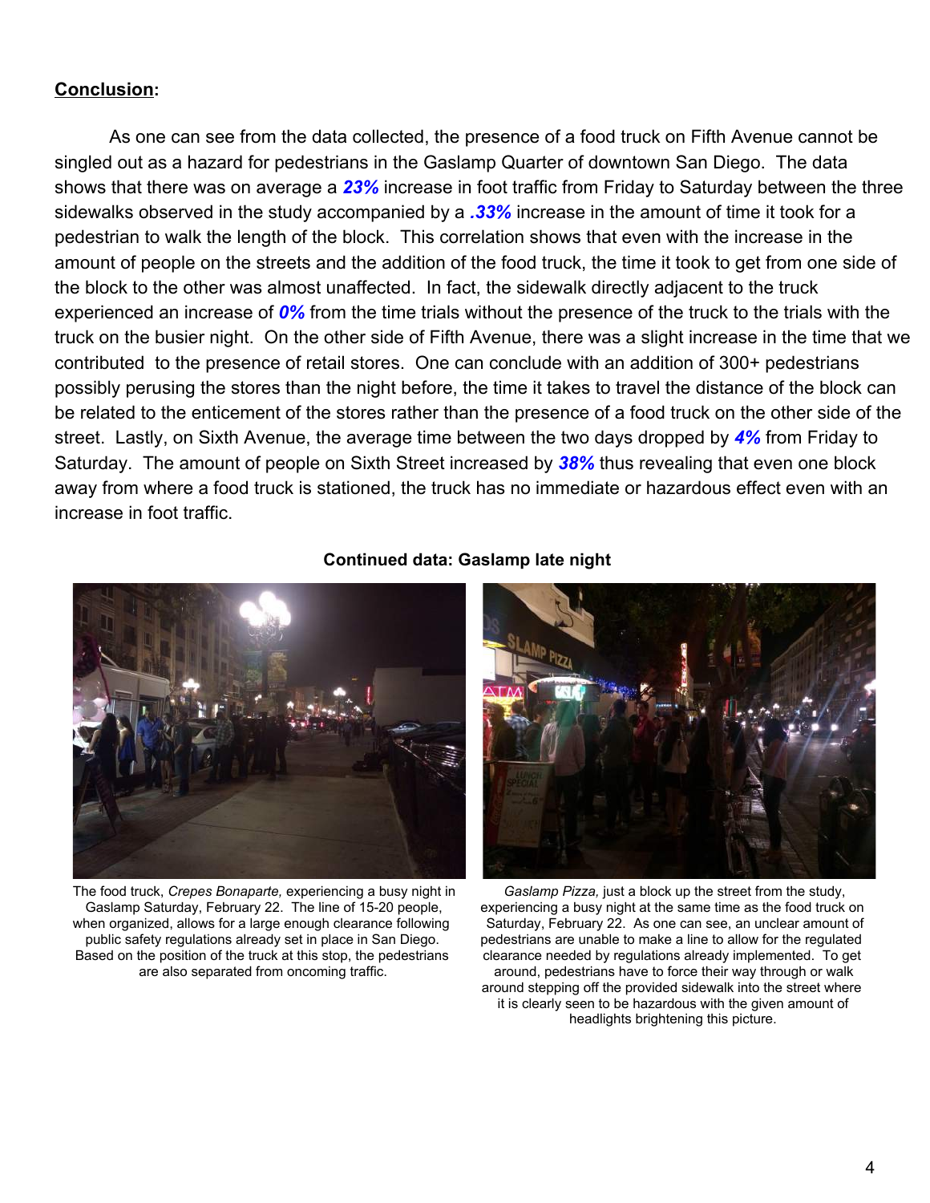## **Conclusion**:

As one can see from the data collected, the presence of a food truck on Fifth Avenue cannot be singled out as a hazard for pedestrians in the Gaslamp Quarter of downtown San Diego. The data shows that there was on average a ***23%*** increase in foot traffic from Friday to Saturday between the three sidewalks observed in the study accompanied by a ***.33%*** increase in the amount of time it took for a pedestrian to walk the length of the block. This correlation shows that even with the increase in the amount of people on the streets and the addition of the food truck, the time it took to get from one side of the block to the other was almost unaffected. In fact, the sidewalk directly adjacent to the truck experienced an increase of ***0%*** from the time trials without the presence of the truck to the trials with the truck on the busier night. On the other side of Fifth Avenue, there was a slight increase in the time that we contributed to the presence of retail stores. One can conclude with an addition of 300+ pedestrians possibly perusing the stores than the night before, the time it takes to travel the distance of the block can be related to the enticement of the stores rather than the presence of a food truck on the other side of the street. Lastly, on Sixth Avenue, the average time between the two days dropped by ***4%*** from Friday to Saturday. The amount of people on Sixth Street increased by ***38%*** thus revealing that even one block away from where a food truck is stationed, the truck has no immediate or hazardous effect even with an increase in foot traffic.

**Continued data: Gaslamp late night**

The food truck, *Crepes Bonaparte,* experiencing a busy night in Gaslamp Saturday, February 22. The line of 15-20 people, when organized, allows for a large enough clearance following public safety regulations already set in place in San Diego. Based on the position of the truck at this stop, the pedestrians are also separated from oncoming traffic.

*Gaslamp Pizza,* just a block up the street from the study, experiencing a busy night at the same time as the food truck on Saturday, February 22. As one can see, an unclear amount of pedestrians are unable to make a line to allow for the regulated clearance needed by regulations already implemented. To get around, pedestrians have to force their way through or walk around stepping off the provided sidewalk into the street where it is clearly seen to be hazardous with the given amount of headlights brightening this picture.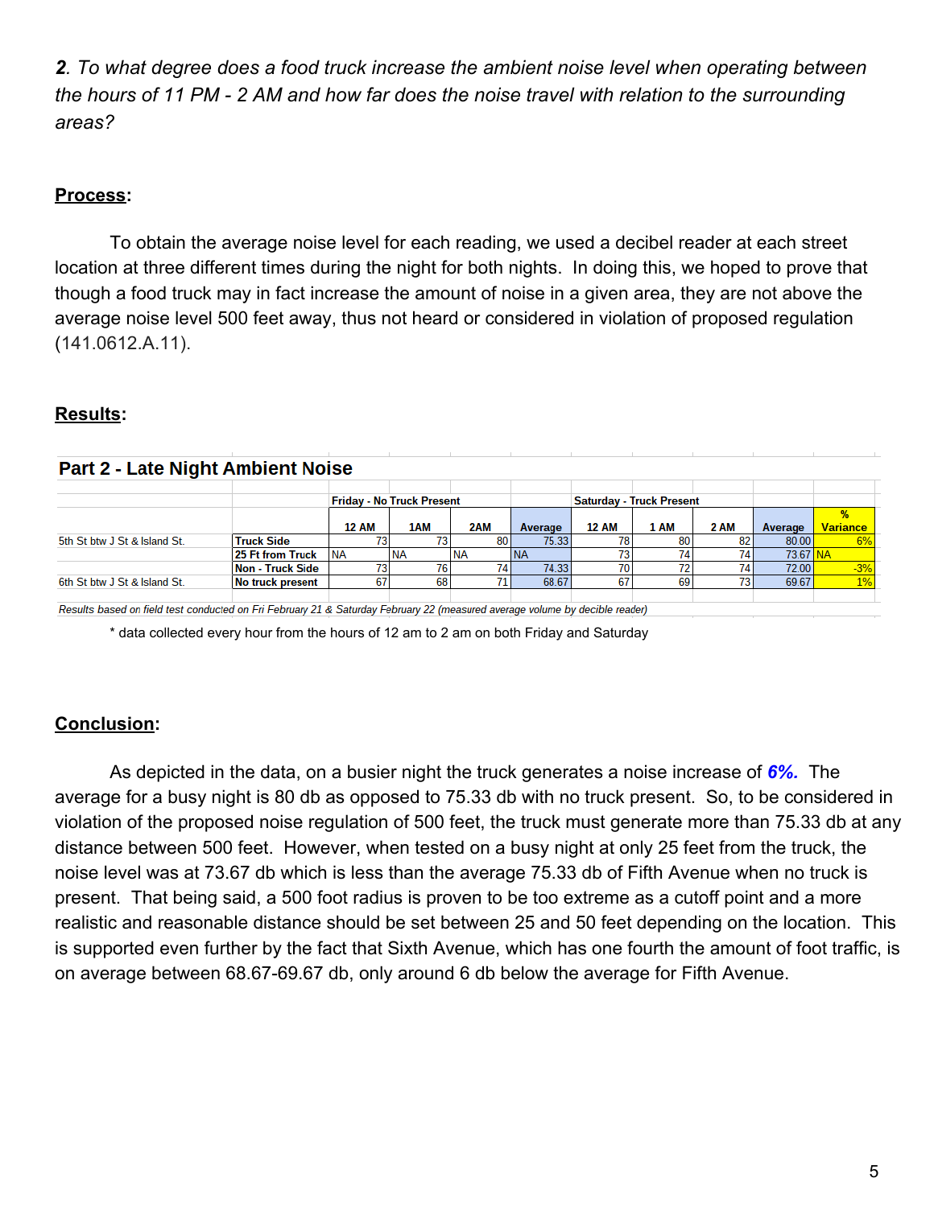***2**. To what degree does a food truck increase the ambient noise level when operating between the hours of 11 PM - 2 AM and how far does the noise travel with relation to the surrounding areas?*

**<u>Process</u>:**

To obtain the average noise level for each reading, we used a decibel reader at each street location at three different times during the night for both nights. In doing this, we hoped to prove that though a food truck may in fact increase the amount of noise in a given area, they are not above the average noise level 500 feet away, thus not heard or considered in violation of proposed regulation (141.0612.A.11).

**<u>Results</u>:**

**Part 2 - Late Night Ambient Noise**

| | | Friday - No Truck Present | | | | Saturday - Truck Present | | | | |
|---|---|---|---|---|---|---|---|---|---|---|
| | | 12 AM | 1AM | 2AM | Average | 12 AM | 1 AM | 2 AM | Average | % Variance |
| 5th St btw J St & Island St. | Truck Side | 73 | 73 | 80 | 75.33 | 78 | 80 | 82 | 80.00 | 6% |
| | 25 Ft from Truck | NA | NA | NA | NA | 73 | 74 | 74 | 73.67 | NA |
| | Non - Truck Side | 73 | 76 | 74 | 74.33 | 70 | 72 | 74 | 72.00 | -3% |
| 6th St btw J St & Island St. | No truck present | 67 | 68 | 71 | 68.67 | 67 | 69 | 73 | 69.67 | 1% |

*Results based on field test conducted on Fri February 21 & Saturday February 22 (measured average volume by decible reader)*

\* data collected every hour from the hours of 12 am to 2 am on both Friday and Saturday

**<u>Conclusion</u>:**

As depicted in the data, on a busier night the truck generates a noise increase of ***6%.*** The average for a busy night is 80 db as opposed to 75.33 db with no truck present. So, to be considered in violation of the proposed noise regulation of 500 feet, the truck must generate more than 75.33 db at any distance between 500 feet. However, when tested on a busy night at only 25 feet from the truck, the noise level was at 73.67 db which is less than the average 75.33 db of Fifth Avenue when no truck is present. That being said, a 500 foot radius is proven to be too extreme as a cutoff point and a more realistic and reasonable distance should be set between 25 and 50 feet depending on the location. This is supported even further by the fact that Sixth Avenue, which has one fourth the amount of foot traffic, is on average between 68.67-69.67 db, only around 6 db below the average for Fifth Avenue.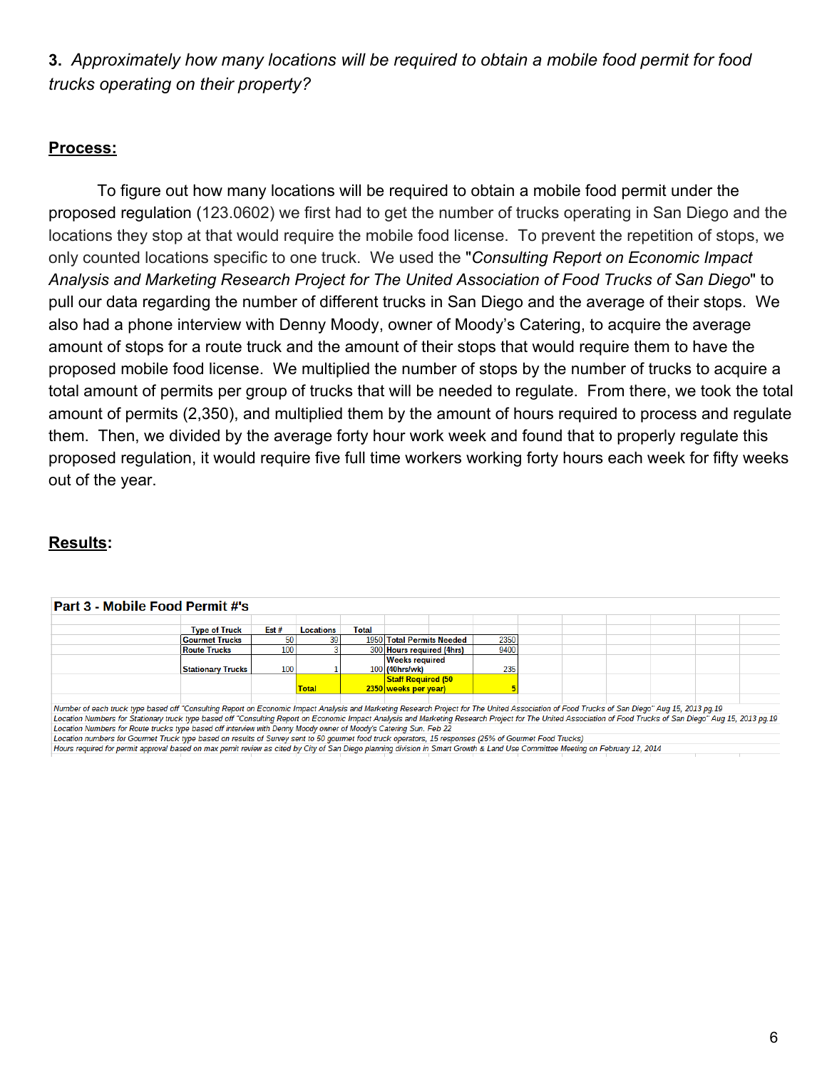**3.** *Approximately how many locations will be required to obtain a mobile food permit for food trucks operating on their property?*

**Process:**

To figure out how many locations will be required to obtain a mobile food permit under the proposed regulation (123.0602) we first had to get the number of trucks operating in San Diego and the locations they stop at that would require the mobile food license. To prevent the repetition of stops, we only counted locations specific to one truck. We used the "*Consulting Report on Economic Impact Analysis and Marketing Research Project for The United Association of Food Trucks of San Diego*" to pull our data regarding the number of different trucks in San Diego and the average of their stops. We also had a phone interview with Denny Moody, owner of Moody's Catering, to acquire the average amount of stops for a route truck and the amount of their stops that would require them to have the proposed mobile food license. We multiplied the number of stops by the number of trucks to acquire a total amount of permits per group of trucks that will be needed to regulate. From there, we took the total amount of permits (2,350), and multiplied them by the amount of hours required to process and regulate them. Then, we divided by the average forty hour work week and found that to properly regulate this proposed regulation, it would require five full time workers working forty hours each week for fifty weeks out of the year.

**Results:**

**Part 3 - Mobile Food Permit #'s**

| Type of Truck | Est # | Locations | Total | | |
|---|---|---|---|---|---|
| Gourmet Trucks | 50 | 39 | 1950 | Total Permits Needed | 2350 |
| Route Trucks | 100 | 3 | 300 | Hours required (4hrs) | 9400 |
| Stationary Trucks | 100 | 1 | 100 | Weeks required (40hrs/wk) | 235 |
| | | Total | 2350 | Staff Required (50 weeks per year) | 5 |

*Number of each truck type based off "Consulting Report on Economic Impact Analysis and Marketing Research Project for The United Association of Food Trucks of San Diego" Aug 15, 2013 pg.19*
*Location Numbers for Stationary truck type based off "Consulting Report on Economic Impact Analysis and Marketing Research Project for The United Association of Food Trucks of San Diego" Aug 15, 2013 pg.19*
*Location Numbers for Route trucks type based off interview with Denny Moody owner of Moody's Catering Sun. Feb 22*
*Location numbers for Gourmet Truck type based on results of Survey sent to 50 gourmet food truck operators, 15 responses (25% of Gourmet Food Trucks)*
*Hours required for permit approval based on max pemit review as cited by City of San Diego planning division in Smart Growth & Land Use Committee Meeting on February 12, 2014*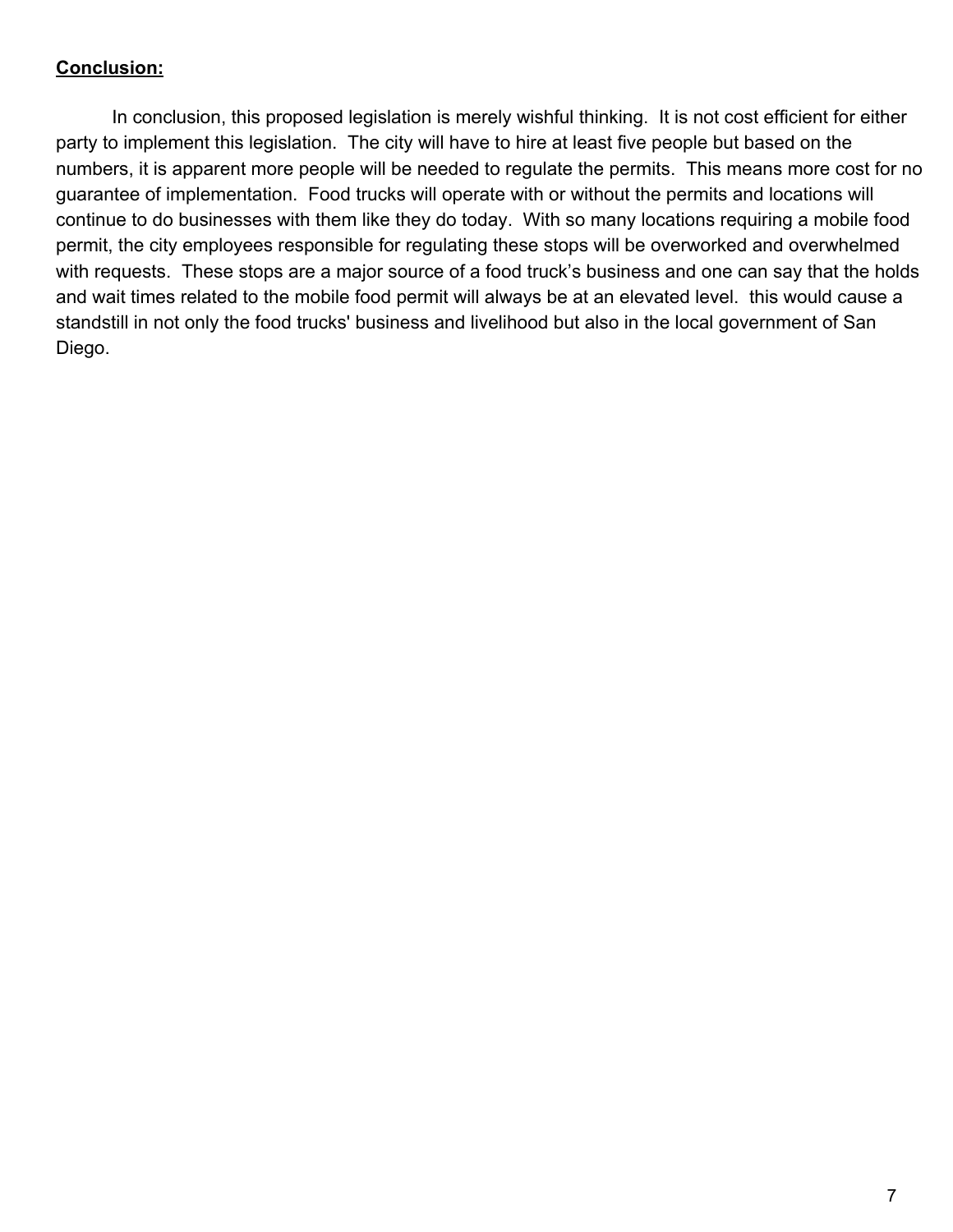**Conclusion:**

In conclusion, this proposed legislation is merely wishful thinking. It is not cost efficient for either party to implement this legislation. The city will have to hire at least five people but based on the numbers, it is apparent more people will be needed to regulate the permits. This means more cost for no guarantee of implementation. Food trucks will operate with or without the permits and locations will continue to do businesses with them like they do today. With so many locations requiring a mobile food permit, the city employees responsible for regulating these stops will be overworked and overwhelmed with requests. These stops are a major source of a food truck's business and one can say that the holds and wait times related to the mobile food permit will always be at an elevated level. this would cause a standstill in not only the food trucks' business and livelihood but also in the local government of San Diego.